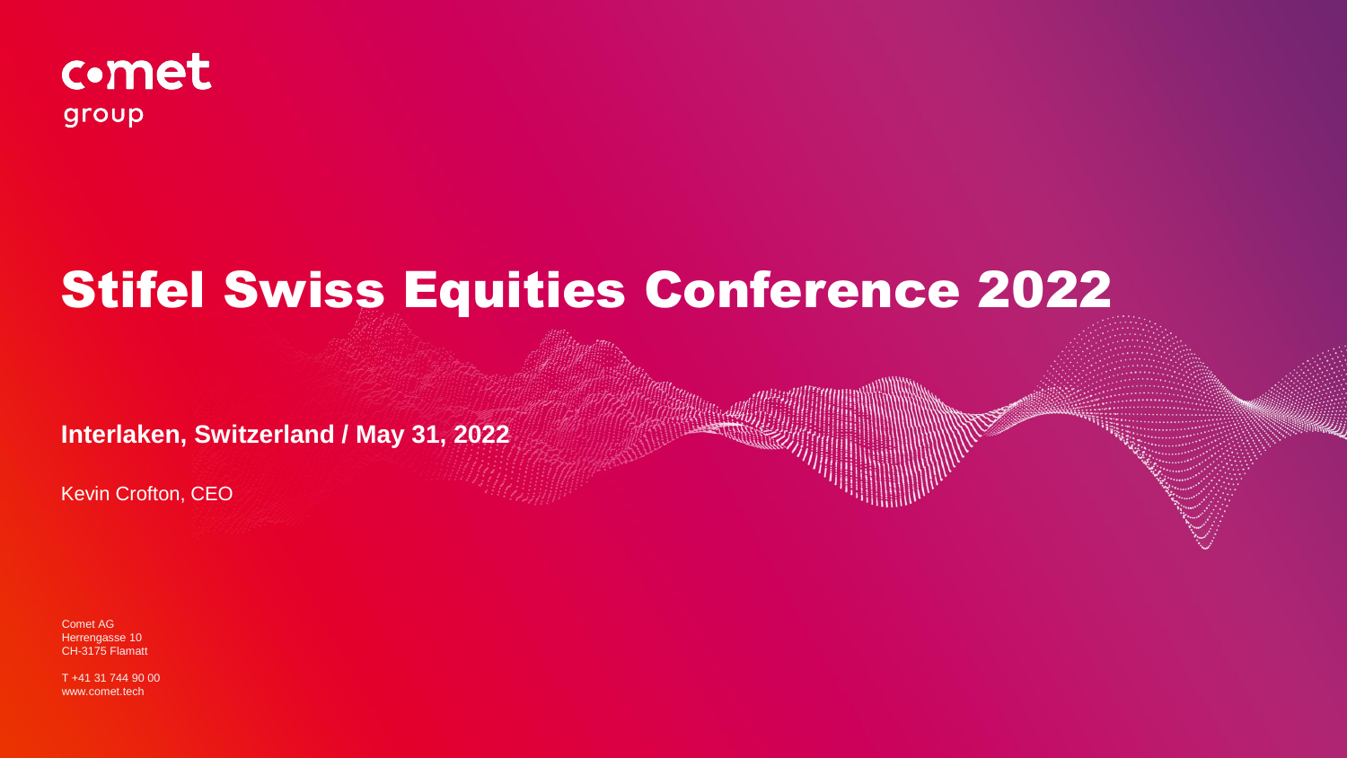comet
group

# Stifel Swiss Equities Conference 2022

**Interlaken, Switzerland / May 31, 2022**

Kevin Crofton, CEO

Comet AG
Herrengasse 10
CH-3175 Flamatt

T +41 31 744 90 00
www.comet.tech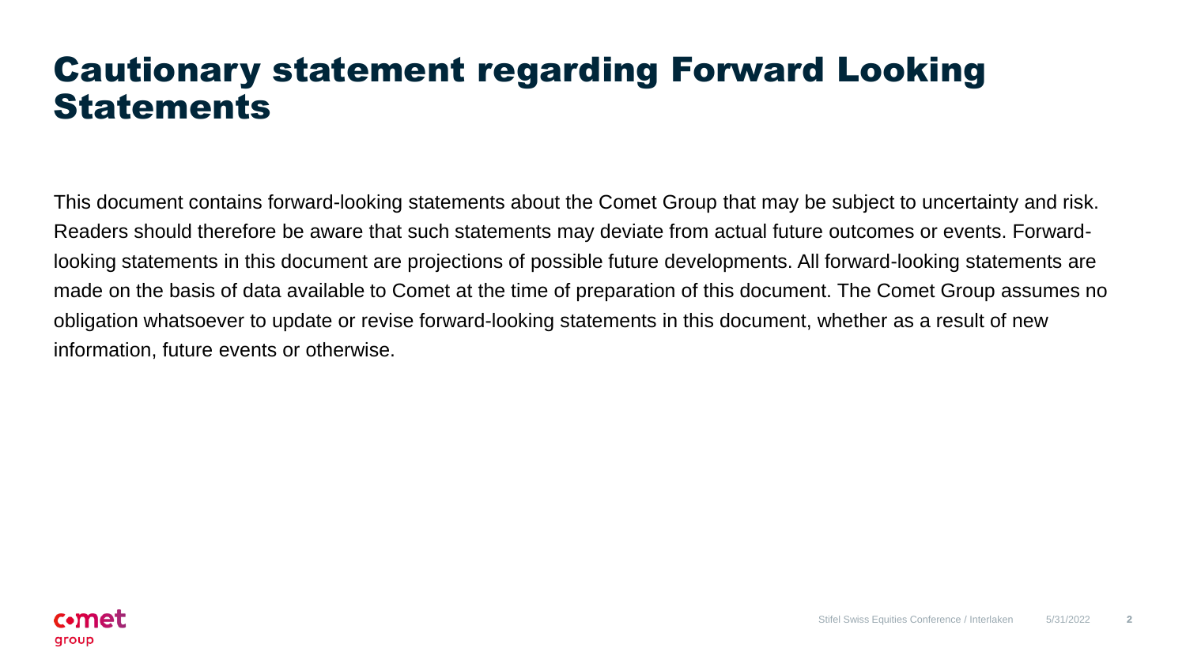# Cautionary statement regarding Forward Looking Statements

This document contains forward-looking statements about the Comet Group that may be subject to uncertainty and risk. Readers should therefore be aware that such statements may deviate from actual future outcomes or events. Forward-looking statements in this document are projections of possible future developments. All forward-looking statements are made on the basis of data available to Comet at the time of preparation of this document. The Comet Group assumes no obligation whatsoever to update or revise forward-looking statements in this document, whether as a result of new information, future events or otherwise.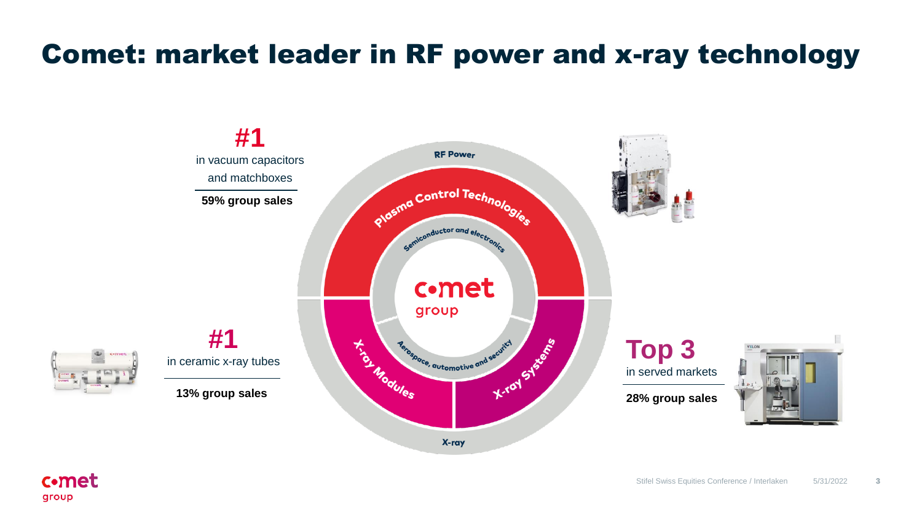# Comet: market leader in RF power and x-ray technology

**#1**
in vacuum capacitors and matchboxes

**59% group sales**

**#1**
in ceramic x-ray tubes

**13% group sales**

**Top 3**
in served markets

**28% group sales**

RF Power

Plasma Control Technologies

Semiconductor and electronics

comet group

X-ray Modules

X-ray Systems

Aerospace, automotive and security

X-ray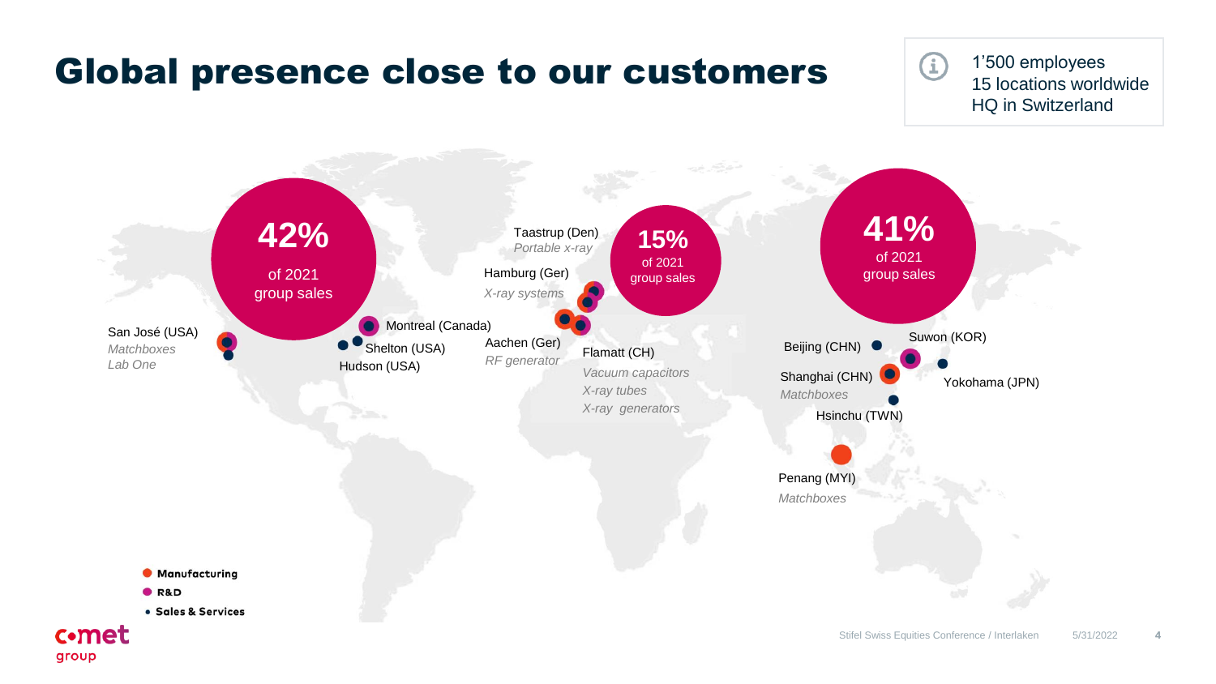# Global presence close to our customers

1'500 employees
15 locations worldwide
HQ in Switzerland

**42%** of 2021 group sales

**15%** of 2021 group sales

**41%** of 2021 group sales

San José (USA)
*Matchboxes*
*Lab One*

Montreal (Canada)

Shelton (USA)

Hudson (USA)

Taastrup (Den)
*Portable x-ray*

Hamburg (Ger)
*X-ray systems*

Aachen (Ger)
*RF generator*

Flamatt (CH)
*Vacuum capacitors*
*X-ray tubes*
*X-ray generators*

Beijing (CHN)

Suwon (KOR)

Shanghai (CHN)
*Matchboxes*

Yokohama (JPN)

Hsinchu (TWN)

Penang (MYI)
*Matchboxes*

- Manufacturing
- R&D
- Sales & Services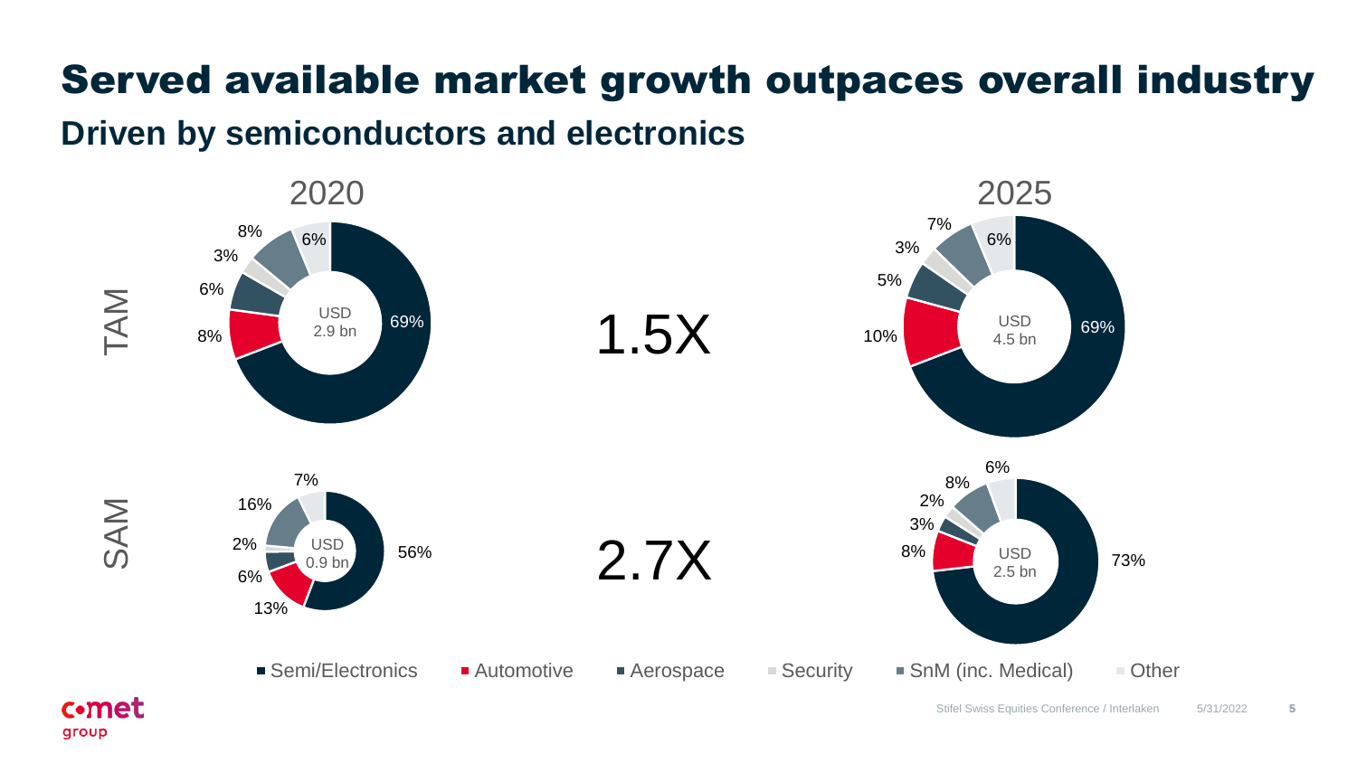# Served available market growth outpaces overall industry

## Driven by semiconductors and electronics

| | 2020 | Growth | 2025 |
|---|---|---|---|
| TAM | USD 2.9 bn | 1.5X | USD 4.5 bn |
| SAM | USD 0.9 bn | 2.7X | USD 2.5 bn |

| Segment | TAM 2020 | TAM 2025 | SAM 2020 | SAM 2025 |
|---|---|---|---|---|
| Semi/Electronics | 69% | 69% | 56% | 73% |
| Automotive | 8% | 10% | 13% | 8% |
| Aerospace | 6% | 5% | 6% | 3% |
| Security | 3% | 3% | 2% | 2% |
| SnM (inc. Medical) | 8% | 7% | 16% | 8% |
| Other | 6% | 6% | 7% | 6% |

Stifel Swiss Equities Conference / Interlaken 5/31/2022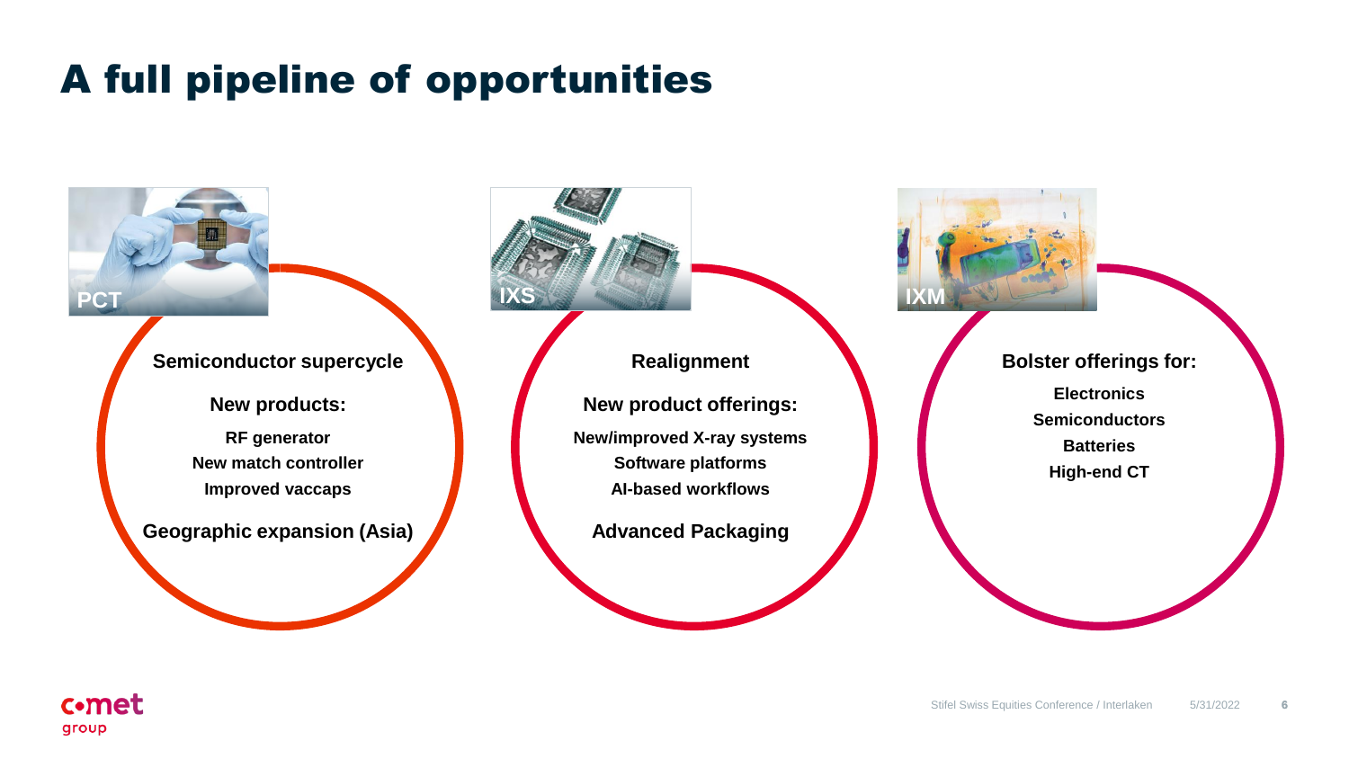# A full pipeline of opportunities

## PCT

**Semiconductor supercycle**

**New products:**

- **RF generator**
- **New match controller**
- **Improved vaccaps**

**Geographic expansion (Asia)**

## IXS

**Realignment**

**New product offerings:**

- **New/improved X-ray systems**
- **Software platforms**
- **AI-based workflows**

**Advanced Packaging**

## IXM

**Bolster offerings for:**

- **Electronics**
- **Semiconductors**
- **Batteries**
- **High-end CT**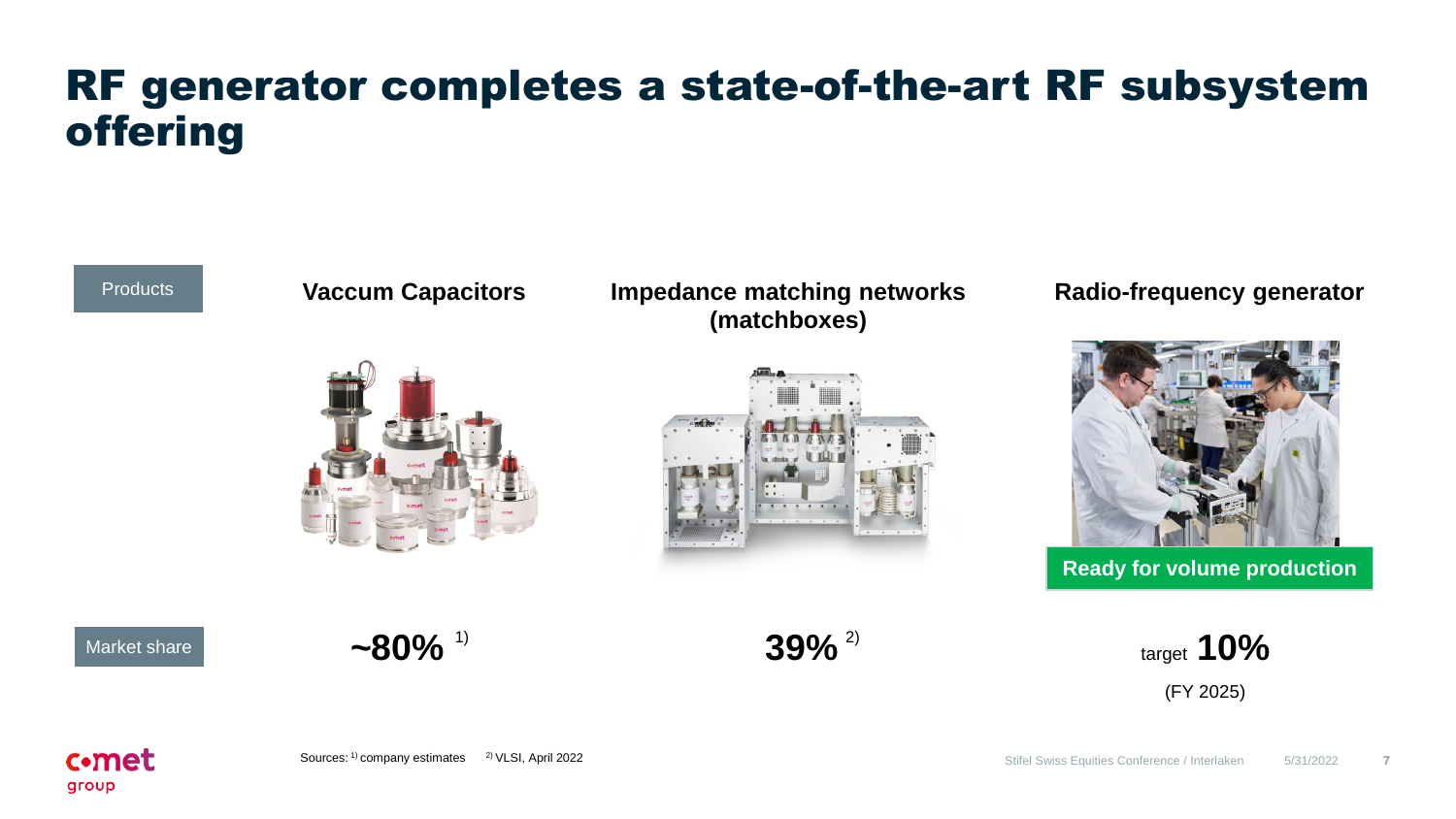# RF generator completes a state-of-the-art RF subsystem offering

| Products | Vaccum Capacitors | Impedance matching networks (matchboxes) | Radio-frequency generator |
| --- | --- | --- | --- |
| | | | **Ready for volume production** |
| Market share | **~80%** [1] | **39%** [2] | target **10%** (FY 2025) |

Sources: [1] company estimates [2] VLSI, April 2022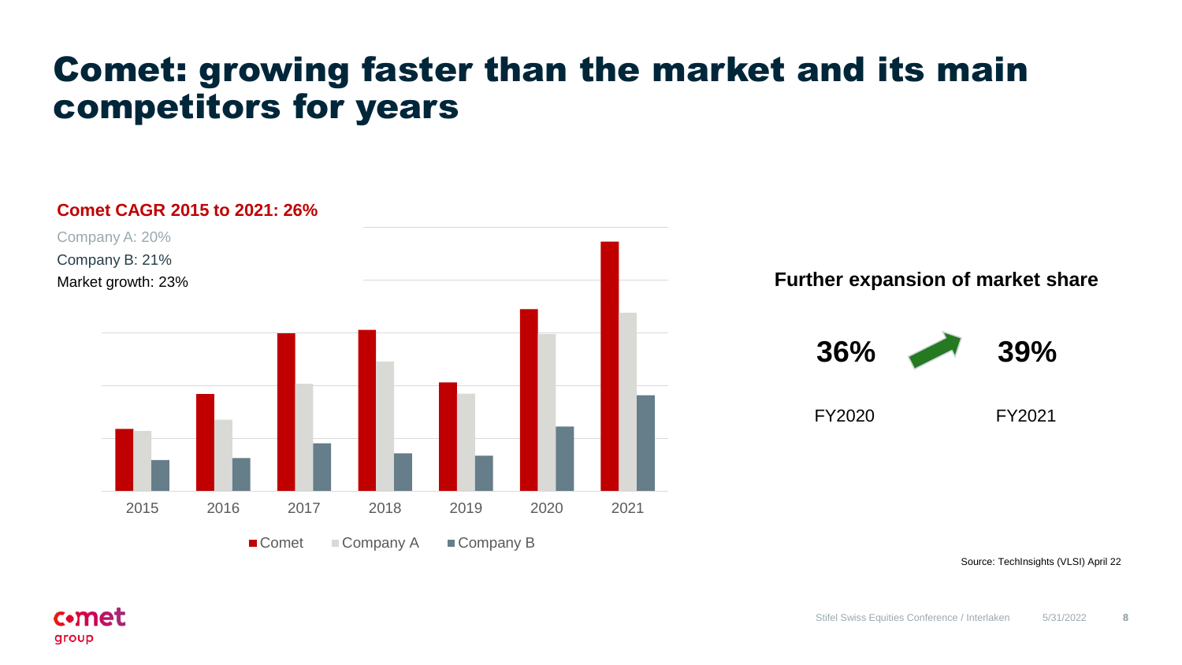# Comet: growing faster than the market and its main competitors for years

**Comet CAGR 2015 to 2021: 26%**

Company A: 20%

Company B: 21%

Market growth: 23%

2015 2016 2017 2018 2019 2020 2021

■ Comet ■ Company A ■ Company B

**Further expansion of market share**

| FY2020 | FY2021 |
| --- | --- |
| **36%** | **39%** |

Source: TechInsights (VLSI) April 22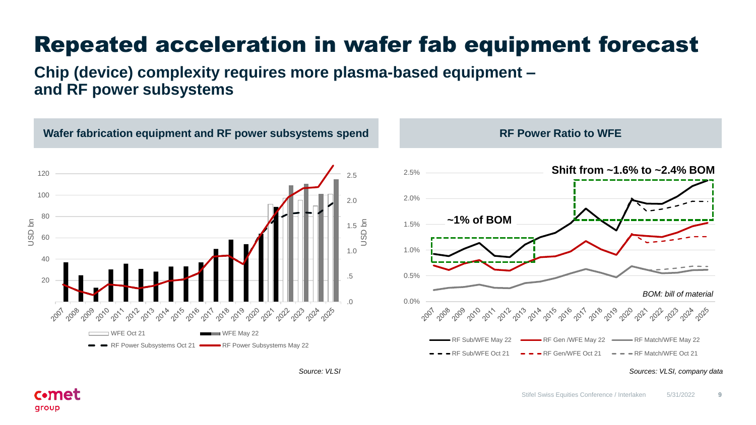# Repeated acceleration in wafer fab equipment forecast

**Chip (device) complexity requires more plasma-based equipment – and RF power subsystems**

## Wafer fabrication equipment and RF power subsystems spend

USD bn

120
100
80
60
40
20

USD bn

2.5
2.0
1.5
1.0
.5
.0

2007 2008 2009 2010 2011 2012 2013 2014 2015 2016 2017 2018 2019 2020 2021 2022 2023 2024 2025

WFE Oct 21 | WFE May 22 | RF Power Subsystems Oct 21 | RF Power Subsystems May 22

*Source: VLSI*

## RF Power Ratio to WFE

**Shift from ~1.6% to ~2.4% BOM**

**~1% of BOM**

2.5%
2.0%
1.5%
1.0%
0.5%
0.0%

2007 2008 2009 2010 2011 2012 2013 2014 2015 2016 2017 2018 2019 2020 2021 2022 2023 2024 2025

*BOM: bill of material*

RF Sub/WFE May 22 | RF Gen /WFE May 22 | RF Match/WFE May 22 | RF Sub/WFE Oct 21 | RF Gen/WFE Oct 21 | RF Match/WFE Oct 21

*Sources: VLSI, company data*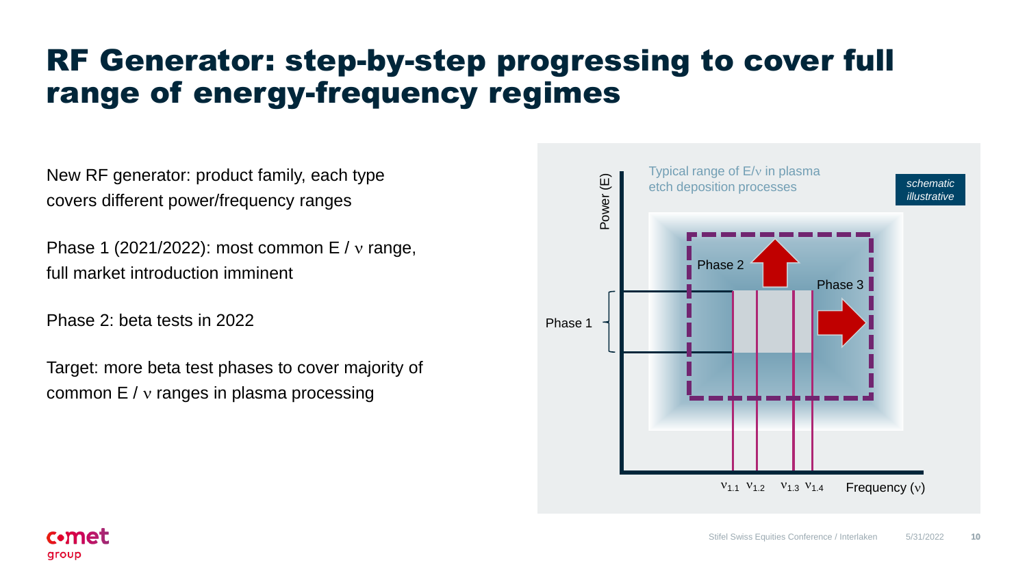# RF Generator: step-by-step progressing to cover full range of energy-frequency regimes

New RF generator: product family, each type covers different power/frequency ranges

Phase 1 (2021/2022): most common E / $\nu$ range, full market introduction imminent

Phase 2: beta tests in 2022

Target: more beta test phases to cover majority of common E / $\nu$ ranges in plasma processing

Typical range of E/$\nu$ in plasma etch deposition processes

*schematic illustrative*

Power (E)

Phase 1

Phase 2

Phase 3

$\nu_{1.1}$ $\nu_{1.2}$ $\nu_{1.3}$ $\nu_{1.4}$ Frequency ($\nu$)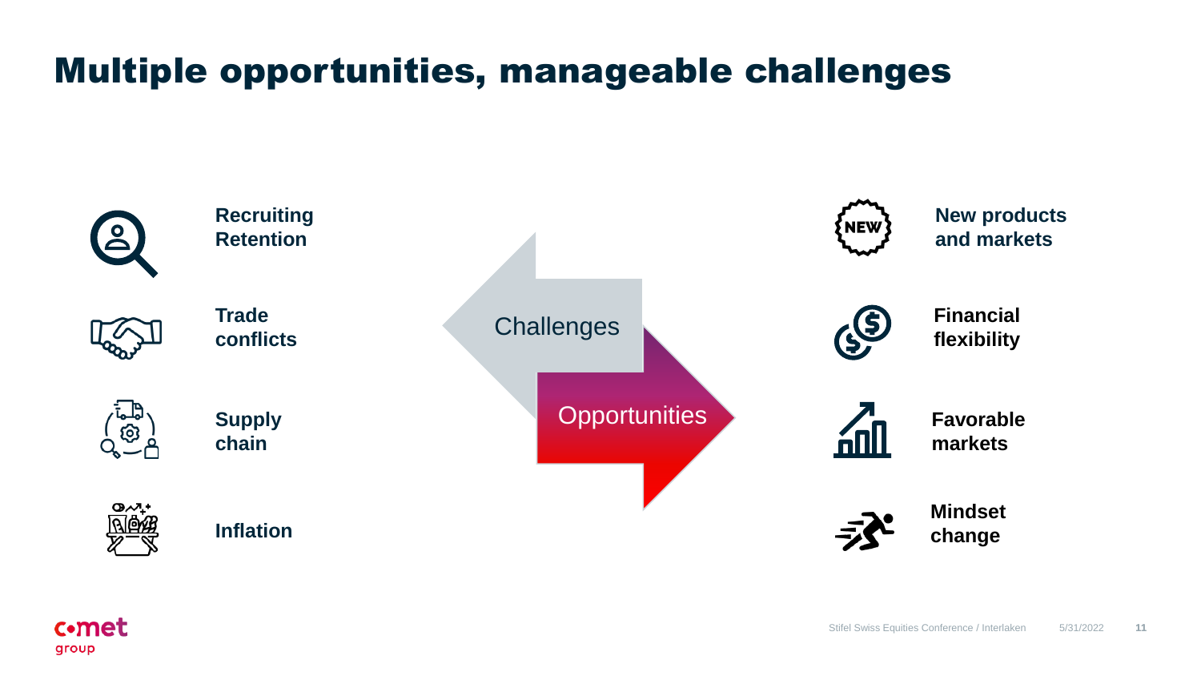# Multiple opportunities, manageable challenges

**Challenges**

- **Recruiting Retention**
- **Trade conflicts**
- **Supply chain**
- **Inflation**

**Opportunities**

- **New products and markets**
- **Financial flexibility**
- **Favorable markets**
- **Mindset change**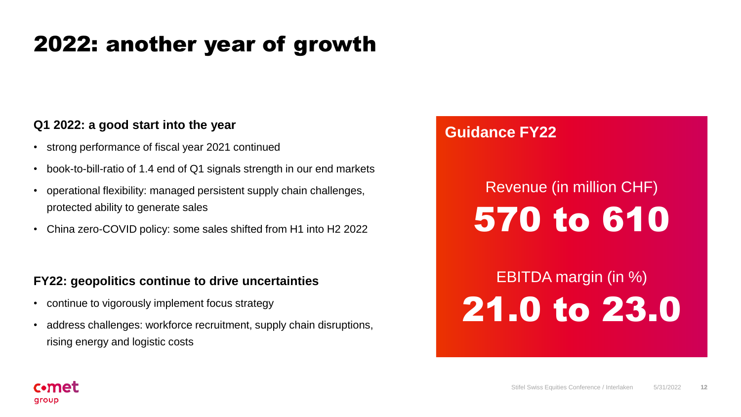# 2022: another year of growth

### Q1 2022: a good start into the year

- strong performance of fiscal year 2021 continued
- book-to-bill-ratio of 1.4 end of Q1 signals strength in our end markets
- operational flexibility: managed persistent supply chain challenges, protected ability to generate sales
- China zero-COVID policy: some sales shifted from H1 into H2 2022

### FY22: geopolitics continue to drive uncertainties

- continue to vigorously implement focus strategy
- address challenges: workforce recruitment, supply chain disruptions, rising energy and logistic costs

### Guidance FY22

Revenue (in million CHF)

**570 to 610**

EBITDA margin (in %)

**21.0 to 23.0**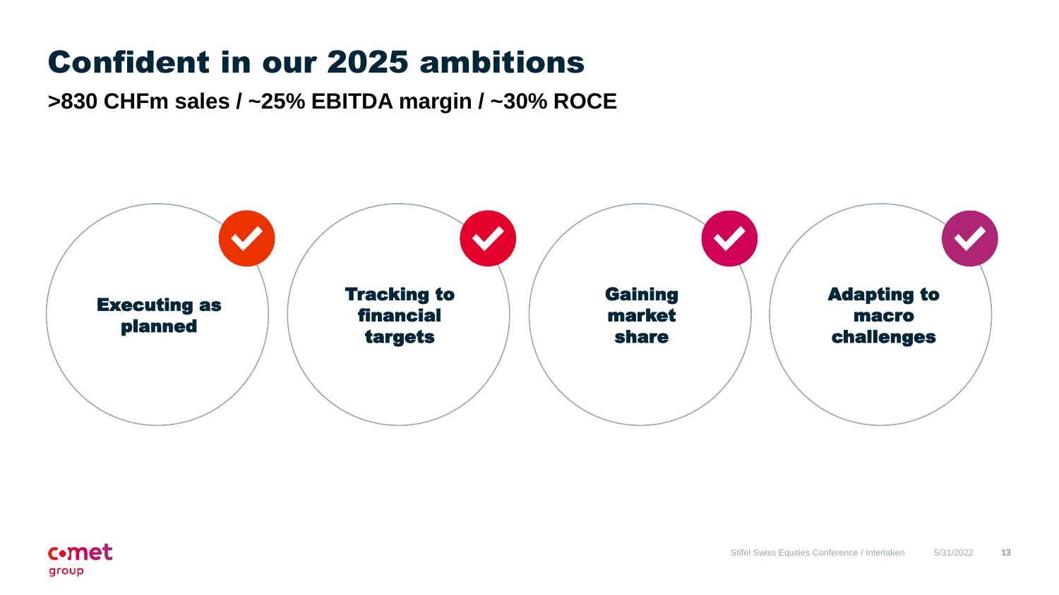# Confident in our 2025 ambitions

**>830 CHFm sales / ~25% EBITDA margin / ~30% ROCE**

- ✓ **Executing as planned**
- ✓ **Tracking to financial targets**
- ✓ **Gaining market share**
- ✓ **Adapting to macro challenges**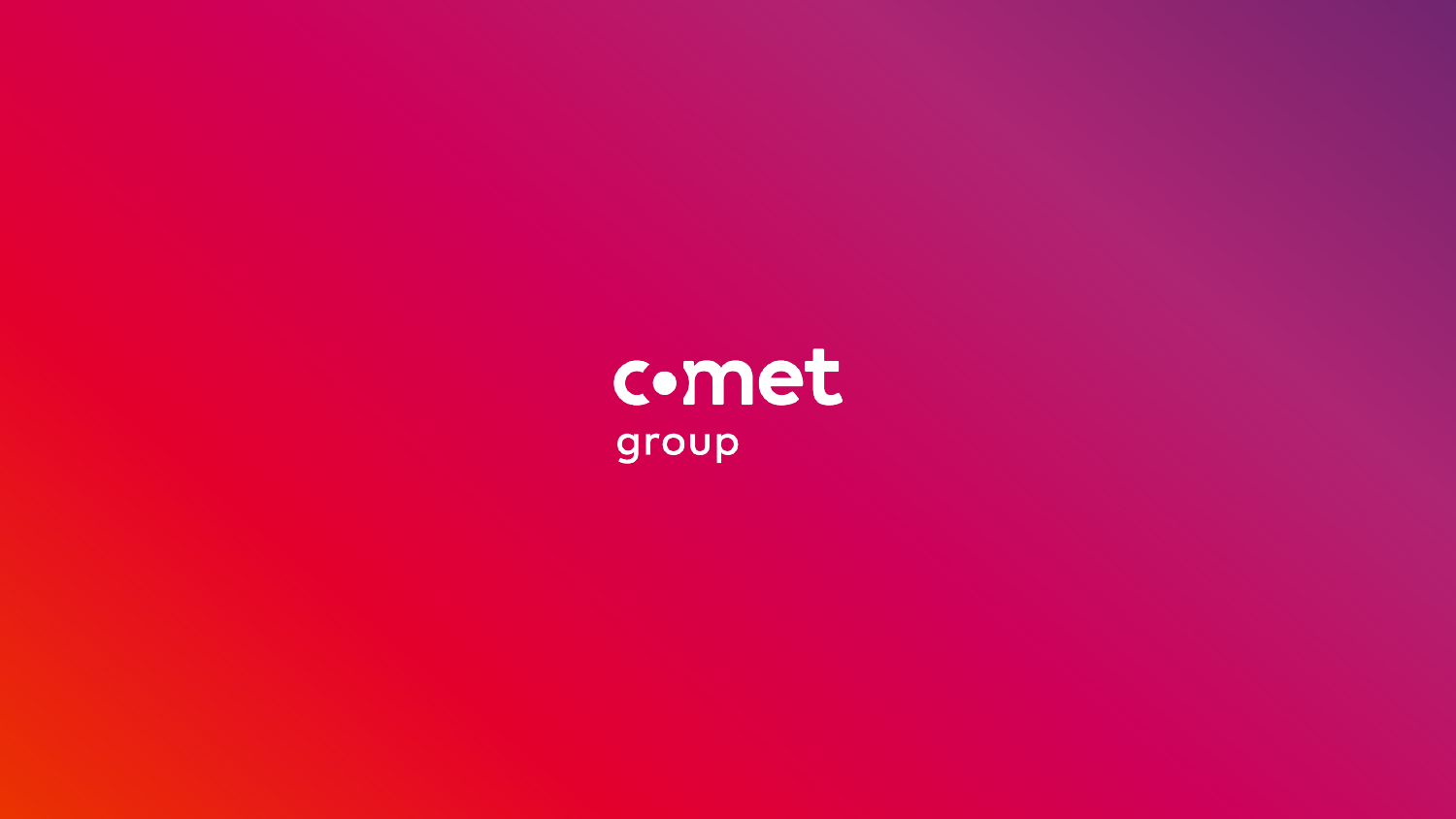comet

group